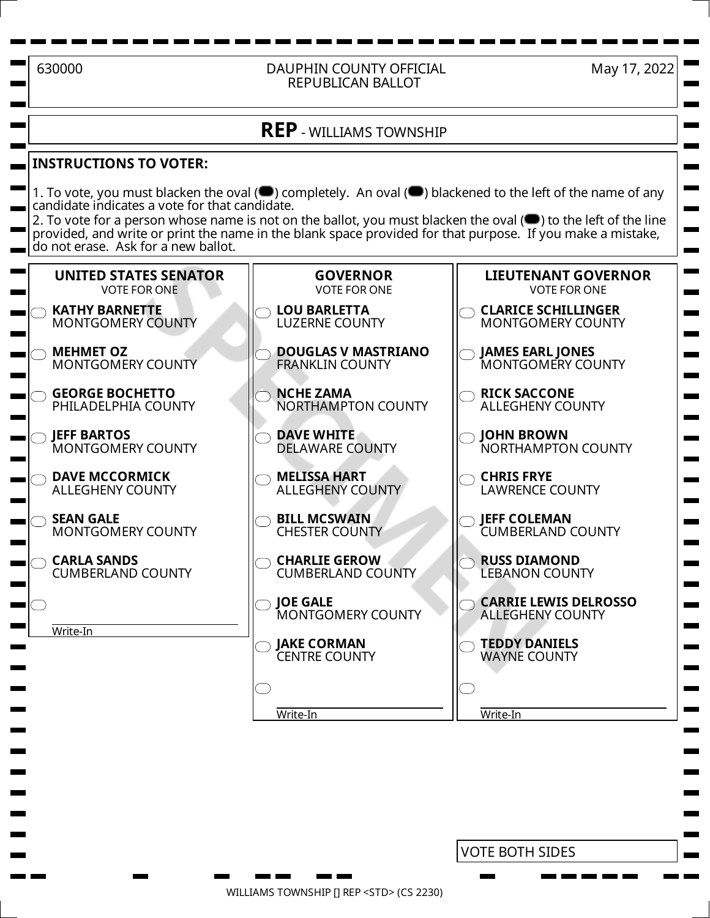630000

DAUPHIN COUNTY OFFICIAL
REPUBLICAN BALLOT

May 17, 2022

# REP - WILLIAMS TOWNSHIP

**INSTRUCTIONS TO VOTER:**

1. To vote, you must blacken the oval (⬬) completely. An oval (⬬) blackened to the left of the name of any candidate indicates a vote for that candidate.
2. To vote for a person whose name is not on the ballot, you must blacken the oval (⬬) to the left of the line provided, and write or print the name in the blank space provided for that purpose. If you make a mistake, do not erase. Ask for a new ballot.

## UNITED STATES SENATOR
VOTE FOR ONE

- ⬭ **KATHY BARNETTE** MONTGOMERY COUNTY
- ⬭ **MEHMET OZ** MONTGOMERY COUNTY
- ⬭ **GEORGE BOCHETTO** PHILADELPHIA COUNTY
- ⬭ **JEFF BARTOS** MONTGOMERY COUNTY
- ⬭ **DAVE MCCORMICK** ALLEGHENY COUNTY
- ⬭ **SEAN GALE** MONTGOMERY COUNTY
- ⬭ **CARLA SANDS** CUMBERLAND COUNTY
- ⬭ ________ Write-In

## GOVERNOR
VOTE FOR ONE

- ⬭ **LOU BARLETTA** LUZERNE COUNTY
- ⬭ **DOUGLAS V MASTRIANO** FRANKLIN COUNTY
- ⬭ **NCHE ZAMA** NORTHAMPTON COUNTY
- ⬭ **DAVE WHITE** DELAWARE COUNTY
- ⬭ **MELISSA HART** ALLEGHENY COUNTY
- ⬭ **BILL MCSWAIN** CHESTER COUNTY
- ⬭ **CHARLIE GEROW** CUMBERLAND COUNTY
- ⬭ **JOE GALE** MONTGOMERY COUNTY
- ⬭ **JAKE CORMAN** CENTRE COUNTY
- ⬭ ________ Write-In

## LIEUTENANT GOVERNOR
VOTE FOR ONE

- ⬭ **CLARICE SCHILLINGER** MONTGOMERY COUNTY
- ⬭ **JAMES EARL JONES** MONTGOMERY COUNTY
- ⬭ **RICK SACCONE** ALLEGHENY COUNTY
- ⬭ **JOHN BROWN** NORTHAMPTON COUNTY
- ⬭ **CHRIS FRYE** LAWRENCE COUNTY
- ⬭ **JEFF COLEMAN** CUMBERLAND COUNTY
- ⬭ **RUSS DIAMOND** LEBANON COUNTY
- ⬭ **CARRIE LEWIS DELROSSO** ALLEGHENY COUNTY
- ⬭ **TEDDY DANIELS** WAYNE COUNTY
- ⬭ ________ Write-In

VOTE BOTH SIDES

WILLIAMS TOWNSHIP [] REP <STD> (CS 2230)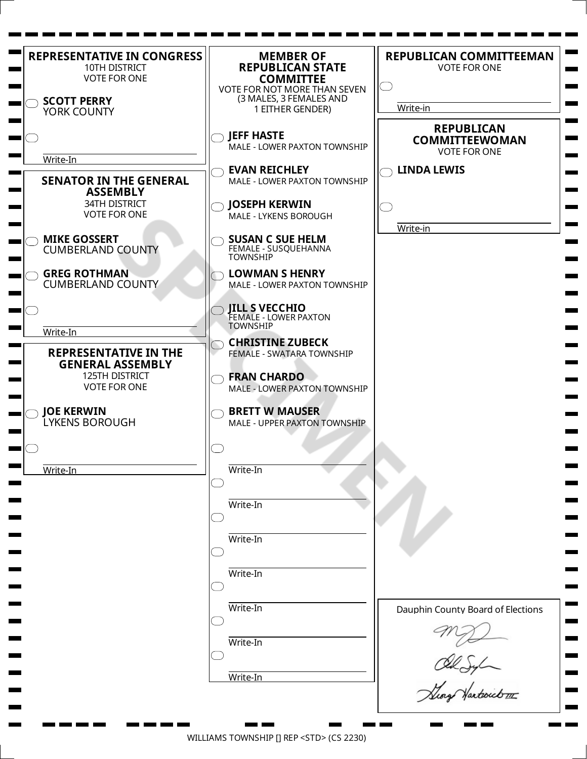## REPRESENTATIVE IN CONGRESS

10TH DISTRICT
VOTE FOR ONE

- SCOTT PERRY
  YORK COUNTY
- Write-In

## SENATOR IN THE GENERAL ASSEMBLY

34TH DISTRICT
VOTE FOR ONE

- MIKE GOSSERT
  CUMBERLAND COUNTY
- GREG ROTHMAN
  CUMBERLAND COUNTY
- Write-In

## REPRESENTATIVE IN THE GENERAL ASSEMBLY

125TH DISTRICT
VOTE FOR ONE

- JOE KERWIN
  LYKENS BOROUGH
- Write-In

## MEMBER OF REPUBLICAN STATE COMMITTEE

VOTE FOR NOT MORE THAN SEVEN
(3 MALES, 3 FEMALES AND
1 EITHER GENDER)

- JEFF HASTE
  MALE - LOWER PAXTON TOWNSHIP
- EVAN REICHLEY
  MALE - LOWER PAXTON TOWNSHIP
- JOSEPH KERWIN
  MALE - LYKENS BOROUGH
- SUSAN C SUE HELM
  FEMALE - SUSQUEHANNA TOWNSHIP
- LOWMAN S HENRY
  MALE - LOWER PAXTON TOWNSHIP
- JILL S VECCHIO
  FEMALE - LOWER PAXTON TOWNSHIP
- CHRISTINE ZUBECK
  FEMALE - SWATARA TOWNSHIP
- FRAN CHARDO
  MALE - LOWER PAXTON TOWNSHIP
- BRETT W MAUSER
  MALE - UPPER PAXTON TOWNSHIP
- Write-In
- Write-In
- Write-In
- Write-In
- Write-In
- Write-In
- Write-In

## REPUBLICAN COMMITTEEMAN

VOTE FOR ONE

- Write-in

## REPUBLICAN COMMITTEEWOMAN

VOTE FOR ONE

- LINDA LEWIS
- Write-in

Dauphin County Board of Elections

WILLIAMS TOWNSHIP [] REP <STD> (CS 2230)